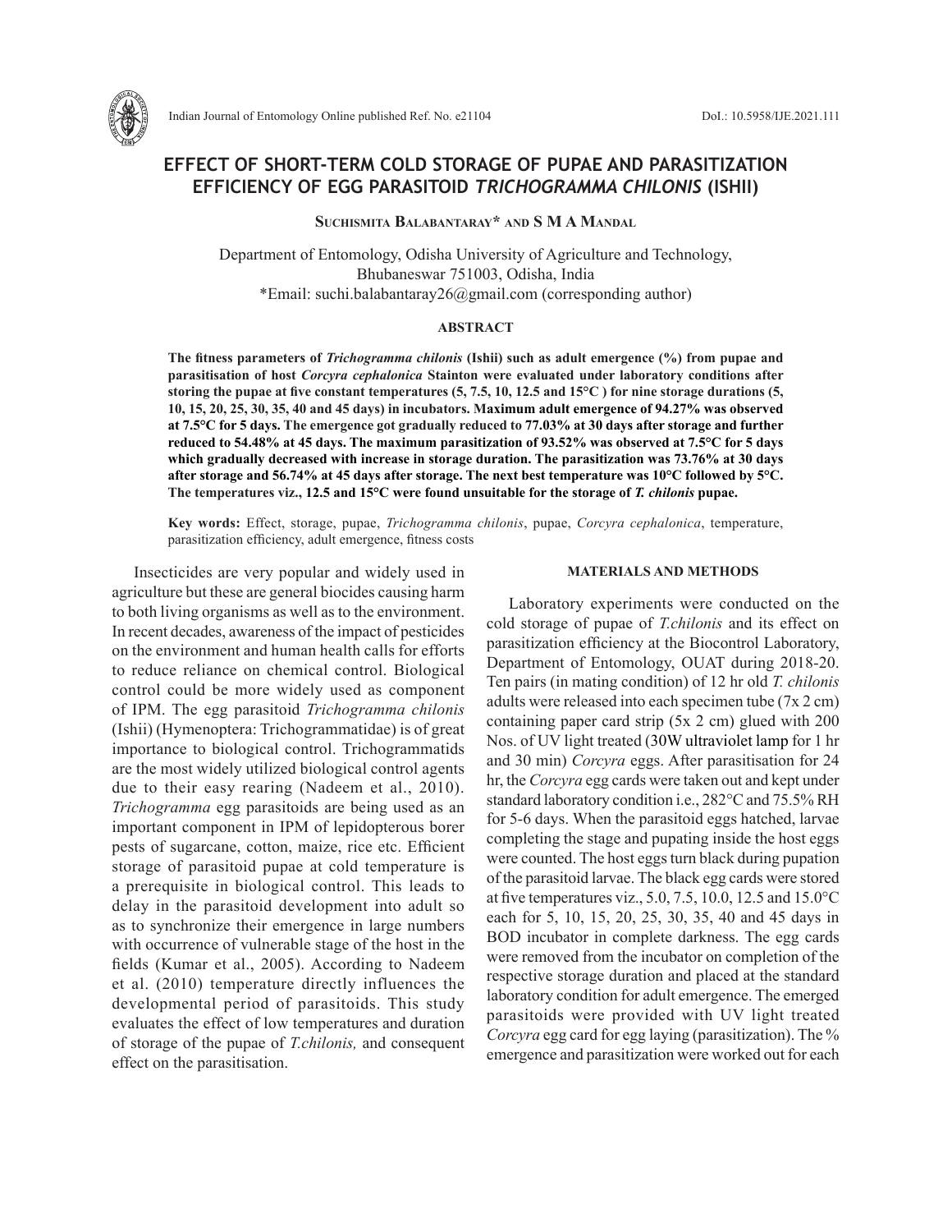# EFFECT OF SHORT-TERM COLD STORAGE OF PUPAE AND PARASITIZATION EFFICIENCY OF EGG PARASITOID *TRICHOGRAMMA CHILONIS* (ISHII)

**Suchismita Balabantaray\* and S M A Mandal**

Department of Entomology, Odisha University of Agriculture and Technology,
Bhubaneswar 751003, Odisha, India
\*Email: suchi.balabantaray26@gmail.com (corresponding author)

## ABSTRACT

**The fitness parameters of *Trichogramma chilonis* (Ishii) such as adult emergence (%) from pupae and parasitisation of host *Corcyra cephalonica* Stainton were evaluated under laboratory conditions after storing the pupae at five constant temperatures (5, 7.5, 10, 12.5 and 15°C ) for nine storage durations (5, 10, 15, 20, 25, 30, 35, 40 and 45 days) in incubators. Maximum adult emergence of 94.27% was observed at 7.5°C for 5 days. The emergence got gradually reduced to 77.03% at 30 days after storage and further reduced to 54.48% at 45 days. The maximum parasitization of 93.52% was observed at 7.5°C for 5 days which gradually decreased with increase in storage duration. The parasitization was 73.76% at 30 days after storage and 56.74% at 45 days after storage. The next best temperature was 10°C followed by 5°C. The temperatures viz., 12.5 and 15°C were found unsuitable for the storage of *T. chilonis* pupae.**

**Key words:** Effect, storage, pupae, *Trichogramma chilonis*, pupae, *Corcyra cephalonica*, temperature, parasitization efficiency, adult emergence, fitness costs

Insecticides are very popular and widely used in agriculture but these are general biocides causing harm to both living organisms as well as to the environment. In recent decades, awareness of the impact of pesticides on the environment and human health calls for efforts to reduce reliance on chemical control. Biological control could be more widely used as component of IPM. The egg parasitoid *Trichogramma chilonis* (Ishii) (Hymenoptera: Trichogrammatidae) is of great importance to biological control. Trichogrammatids are the most widely utilized biological control agents due to their easy rearing (Nadeem et al., 2010). *Trichogramma* egg parasitoids are being used as an important component in IPM of lepidopterous borer pests of sugarcane, cotton, maize, rice etc. Efficient storage of parasitoid pupae at cold temperature is a prerequisite in biological control. This leads to delay in the parasitoid development into adult so as to synchronize their emergence in large numbers with occurrence of vulnerable stage of the host in the fields (Kumar et al., 2005). According to Nadeem et al. (2010) temperature directly influences the developmental period of parasitoids. This study evaluates the effect of low temperatures and duration of storage of the pupae of *T.chilonis,* and consequent effect on the parasitisation.

## MATERIALS AND METHODS

Laboratory experiments were conducted on the cold storage of pupae of *T.chilonis* and its effect on parasitization efficiency at the Biocontrol Laboratory, Department of Entomology, OUAT during 2018-20. Ten pairs (in mating condition) of 12 hr old *T. chilonis* adults were released into each specimen tube (7x 2 cm) containing paper card strip (5x 2 cm) glued with 200 Nos. of UV light treated (30W ultraviolet lamp for 1 hr and 30 min) *Corcyra* eggs. After parasitisation for 24 hr, the *Corcyra* egg cards were taken out and kept under standard laboratory condition i.e., 282°C and 75.5% RH for 5-6 days. When the parasitoid eggs hatched, larvae completing the stage and pupating inside the host eggs were counted. The host eggs turn black during pupation of the parasitoid larvae. The black egg cards were stored at five temperatures viz., 5.0, 7.5, 10.0, 12.5 and 15.0°C each for 5, 10, 15, 20, 25, 30, 35, 40 and 45 days in BOD incubator in complete darkness. The egg cards were removed from the incubator on completion of the respective storage duration and placed at the standard laboratory condition for adult emergence. The emerged parasitoids were provided with UV light treated *Corcyra* egg card for egg laying (parasitization). The % emergence and parasitization were worked out for each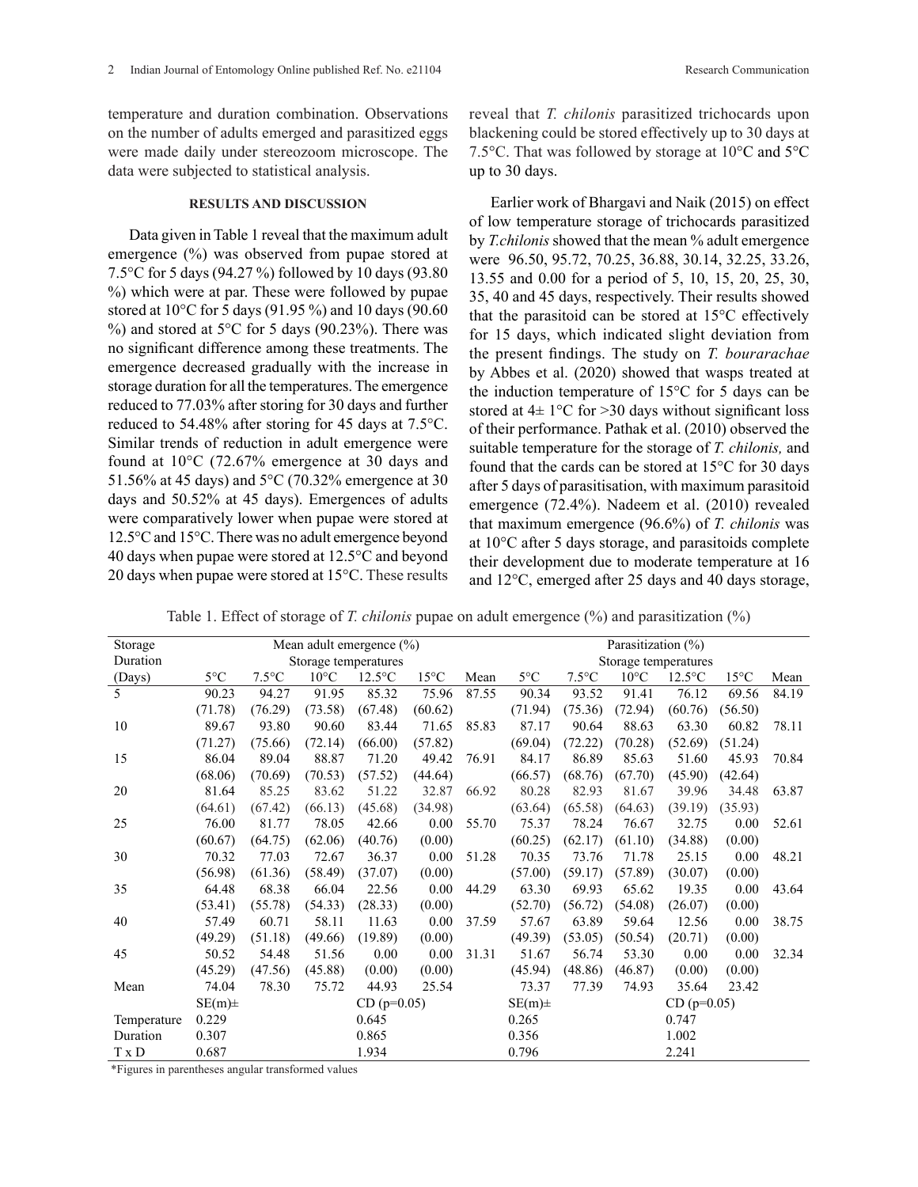temperature and duration combination. Observations on the number of adults emerged and parasitized eggs were made daily under stereozoom microscope. The data were subjected to statistical analysis.

## RESULTS AND DISCUSSION

Data given in Table 1 reveal that the maximum adult emergence (%) was observed from pupae stored at 7.5°C for 5 days (94.27 %) followed by 10 days (93.80 %) which were at par. These were followed by pupae stored at 10°C for 5 days (91.95 %) and 10 days (90.60 %) and stored at 5°C for 5 days (90.23%). There was no significant difference among these treatments. The emergence decreased gradually with the increase in storage duration for all the temperatures. The emergence reduced to 77.03% after storing for 30 days and further reduced to 54.48% after storing for 45 days at 7.5°C. Similar trends of reduction in adult emergence were found at 10°C (72.67% emergence at 30 days and 51.56% at 45 days) and 5°C (70.32% emergence at 30 days and 50.52% at 45 days). Emergences of adults were comparatively lower when pupae were stored at 12.5°C and 15°C. There was no adult emergence beyond 40 days when pupae were stored at 12.5°C and beyond 20 days when pupae were stored at 15°C. These results reveal that *T. chilonis* parasitized trichocards upon blackening could be stored effectively up to 30 days at 7.5°C. That was followed by storage at 10°C and 5°C up to 30 days.

Earlier work of Bhargavi and Naik (2015) on effect of low temperature storage of trichocards parasitized by *T.chilonis* showed that the mean % adult emergence were 96.50, 95.72, 70.25, 36.88, 30.14, 32.25, 33.26, 13.55 and 0.00 for a period of 5, 10, 15, 20, 25, 30, 35, 40 and 45 days, respectively. Their results showed that the parasitoid can be stored at 15°C effectively for 15 days, which indicated slight deviation from the present findings. The study on *T. bourarachae* by Abbes et al. (2020) showed that wasps treated at the induction temperature of 15°C for 5 days can be stored at 4± 1°C for >30 days without significant loss of their performance. Pathak et al. (2010) observed the suitable temperature for the storage of *T. chilonis,* and found that the cards can be stored at 15°C for 30 days after 5 days of parasitisation, with maximum parasitoid emergence (72.4%). Nadeem et al. (2010) revealed that maximum emergence (96.6%) of *T. chilonis* was at 10°C after 5 days storage, and parasitoids complete their development due to moderate temperature at 16 and 12°C, emerged after 25 days and 40 days storage,

Table 1. Effect of storage of *T. chilonis* pupae on adult emergence (%) and parasitization (%)

| Storage Duration (Days) | Mean adult emergence (%) Storage temperatures | | | | | | Parasitization (%) Storage temperatures | | | | | |
|---|---|---|---|---|---|---|---|---|---|---|---|---|
| | 5°C | 7.5°C | 10°C | 12.5°C | 15°C | Mean | 5°C | 7.5°C | 10°C | 12.5°C | 15°C | Mean |
| 5 | 90.23 (71.78) | 94.27 (76.29) | 91.95 (73.58) | 85.32 (67.48) | 75.96 (60.62) | 87.55 | 90.34 (71.94) | 93.52 (75.36) | 91.41 (72.94) | 76.12 (60.76) | 69.56 (56.50) | 84.19 |
| 10 | 89.67 (71.27) | 93.80 (75.66) | 90.60 (72.14) | 83.44 (66.00) | 71.65 (57.82) | 85.83 | 87.17 (69.04) | 90.64 (72.22) | 88.63 (70.28) | 63.30 (52.69) | 60.82 (51.24) | 78.11 |
| 15 | 86.04 (68.06) | 89.04 (70.69) | 88.87 (70.53) | 71.20 (57.52) | 49.42 (44.64) | 76.91 | 84.17 (66.57) | 86.89 (68.76) | 85.63 (67.70) | 51.60 (45.90) | 45.93 (42.64) | 70.84 |
| 20 | 81.64 (64.61) | 85.25 (67.42) | 83.62 (66.13) | 51.22 (45.68) | 32.87 (34.98) | 66.92 | 80.28 (63.64) | 82.93 (65.58) | 81.67 (64.63) | 39.96 (39.19) | 34.48 (35.93) | 63.87 |
| 25 | 76.00 (60.67) | 81.77 (64.75) | 78.05 (62.06) | 42.66 (40.76) | 0.00 (0.00) | 55.70 | 75.37 (60.25) | 78.24 (62.17) | 76.67 (61.10) | 32.75 (34.88) | 0.00 (0.00) | 52.61 |
| 30 | 70.32 (56.98) | 77.03 (61.36) | 72.67 (58.49) | 36.37 (37.07) | 0.00 (0.00) | 51.28 | 70.35 (57.00) | 73.76 (59.17) | 71.78 (57.89) | 25.15 (30.07) | 0.00 (0.00) | 48.21 |
| 35 | 64.48 (53.41) | 68.38 (55.78) | 66.04 (54.33) | 22.56 (28.33) | 0.00 (0.00) | 44.29 | 63.30 (52.70) | 69.93 (56.72) | 65.62 (54.08) | 19.35 (26.07) | 0.00 (0.00) | 43.64 |
| 40 | 57.49 (49.29) | 60.71 (51.18) | 58.11 (49.66) | 11.63 (19.89) | 0.00 (0.00) | 37.59 | 57.67 (49.39) | 63.89 (53.05) | 59.64 (50.54) | 12.56 (20.71) | 0.00 (0.00) | 38.75 |
| 45 | 50.52 (45.29) | 54.48 (47.56) | 51.56 (45.88) | 0.00 (0.00) | 0.00 (0.00) | 31.31 | 51.67 (45.94) | 56.74 (48.86) | 53.30 (46.87) | 0.00 (0.00) | 0.00 (0.00) | 32.34 |
| Mean | 74.04 | 78.30 | 75.72 | 44.93 | 25.54 | | 73.37 | 77.39 | 74.93 | 35.64 | 23.42 | |
| | SE(m)± | | | CD (p=0.05) | | | SE(m)± | | | CD (p=0.05) | | |
| Temperature | 0.229 | | | 0.645 | | | 0.265 | | | 0.747 | | |
| Duration | 0.307 | | | 0.865 | | | 0.356 | | | 1.002 | | |
| T x D | 0.687 | | | 1.934 | | | 0.796 | | | 2.241 | | |

*Figures in parentheses angular transformed values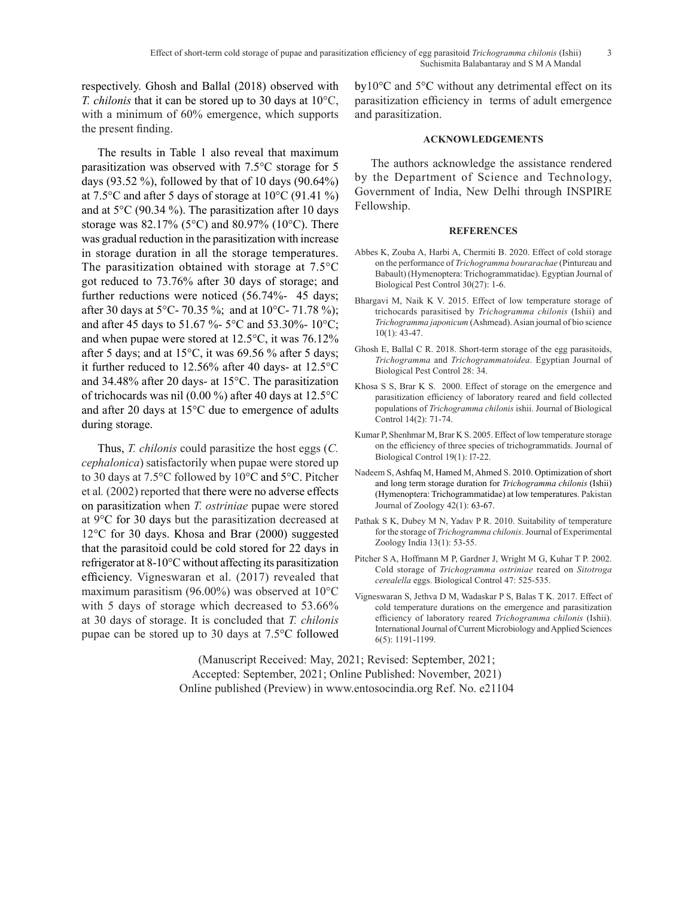respectively. Ghosh and Ballal (2018) observed with *T. chilonis* that it can be stored up to 30 days at 10°C, with a minimum of 60% emergence, which supports the present finding.

The results in Table 1 also reveal that maximum parasitization was observed with 7.5°C storage for 5 days (93.52 %), followed by that of 10 days (90.64%) at 7.5°C and after 5 days of storage at 10°C (91.41 %) and at 5°C (90.34 %). The parasitization after 10 days storage was 82.17% (5°C) and 80.97% (10°C). There was gradual reduction in the parasitization with increase in storage duration in all the storage temperatures. The parasitization obtained with storage at 7.5°C got reduced to 73.76% after 30 days of storage; and further reductions were noticed (56.74%- 45 days; after 30 days at 5°C- 70.35 %; and at 10°C- 71.78 %); and after 45 days to 51.67 %- 5°C and 53.30%- 10°C; and when pupae were stored at 12.5°C, it was 76.12% after 5 days; and at 15°C, it was 69.56 % after 5 days; it further reduced to 12.56% after 40 days- at 12.5°C and 34.48% after 20 days- at 15°C. The parasitization of trichocards was nil (0.00 %) after 40 days at 12.5°C and after 20 days at 15°C due to emergence of adults during storage.

Thus, *T. chilonis* could parasitize the host eggs (*C. cephalonica*) satisfactorily when pupae were stored up to 30 days at 7.5°C followed by 10°C and 5°C. Pitcher et al. (2002) reported that there were no adverse effects on parasitization when *T. ostriniae* pupae were stored at 9°C for 30 days but the parasitization decreased at 12°C for 30 days. Khosa and Brar (2000) suggested that the parasitoid could be cold stored for 22 days in refrigerator at 8-10°C without affecting its parasitization efficiency. Vigneswaran et al. (2017) revealed that maximum parasitism (96.00%) was observed at 10°C with 5 days of storage which decreased to 53.66% at 30 days of storage. It is concluded that *T. chilonis* pupae can be stored up to 30 days at 7.5°C followed by10°C and 5°C without any detrimental effect on its parasitization efficiency in terms of adult emergence and parasitization.

## ACKNOWLEDGEMENTS

The authors acknowledge the assistance rendered by the Department of Science and Technology, Government of India, New Delhi through INSPIRE Fellowship.

## REFERENCES

Abbes K, Zouba A, Harbi A, Chermiti B. 2020. Effect of cold storage on the performance of *Trichogramma bourarachae* (Pintureau and Babault) (Hymenoptera: Trichogrammatidae). Egyptian Journal of Biological Pest Control 30(27): 1-6.

Bhargavi M, Naik K V. 2015. Effect of low temperature storage of trichocards parasitised by *Trichogramma chilonis* (Ishii) and *Trichogramma japonicum* (Ashmead). Asian journal of bio science 10(1): 43-47.

Ghosh E, Ballal C R. 2018. Short-term storage of the egg parasitoids, *Trichogramma* and *Trichogrammatoidea*. Egyptian Journal of Biological Pest Control 28: 34.

Khosa S S, Brar K S. 2000. Effect of storage on the emergence and parasitization efficiency of laboratory reared and field collected populations of *Trichogramma chilonis* ishii. Journal of Biological Control 14(2): 71-74.

Kumar P, Shenhmar M, Brar K S. 2005. Effect of low temperature storage on the efficiency of three species of trichogrammatids. Journal of Biological Control 19(1): l7-22.

Nadeem S, Ashfaq M, Hamed M, Ahmed S. 2010. Optimization of short and long term storage duration for *Trichogramma chilonis* (Ishii) (Hymenoptera: Trichogrammatidae) at low temperatures. Pakistan Journal of Zoology 42(1): 63-67.

Pathak S K, Dubey M N, Yadav P R. 2010. Suitability of temperature for the storage of *Trichogramma chilonis*. Journal of Experimental Zoology India 13(1): 53-55.

Pitcher S A, Hoffmann M P, Gardner J, Wright M G, Kuhar T P. 2002. Cold storage of *Trichogramma ostriniae* reared on *Sitotroga cerealella* eggs. Biological Control 47: 525-535.

Vigneswaran S, Jethva D M, Wadaskar P S, Balas T K. 2017. Effect of cold temperature durations on the emergence and parasitization efficiency of laboratory reared *Trichogramma chilonis* (Ishii). International Journal of Current Microbiology and Applied Sciences 6(5): 1191-1199.

(Manuscript Received: May, 2021; Revised: September, 2021;
Accepted: September, 2021; Online Published: November, 2021)
Online published (Preview) in www.entosocindia.org Ref. No. e21104